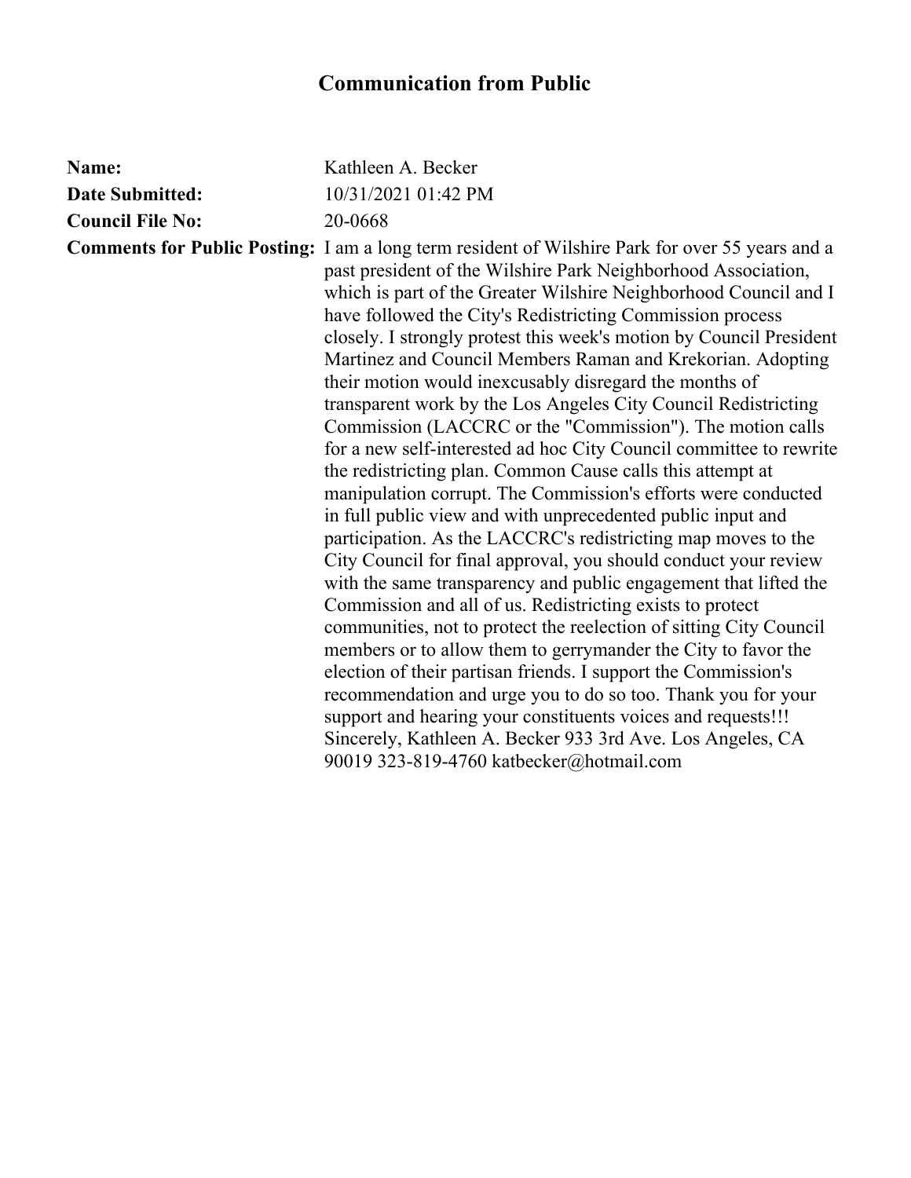# Communication from Public

**Name:** Kathleen A. Becker

**Date Submitted:** 10/31/2021 01:42 PM

**Council File No:** 20-0668

**Comments for Public Posting:** I am a long term resident of Wilshire Park for over 55 years and a past president of the Wilshire Park Neighborhood Association, which is part of the Greater Wilshire Neighborhood Council and I have followed the City's Redistricting Commission process closely. I strongly protest this week's motion by Council President Martinez and Council Members Raman and Krekorian. Adopting their motion would inexcusably disregard the months of transparent work by the Los Angeles City Council Redistricting Commission (LACCRC or the "Commission"). The motion calls for a new self-interested ad hoc City Council committee to rewrite the redistricting plan. Common Cause calls this attempt at manipulation corrupt. The Commission's efforts were conducted in full public view and with unprecedented public input and participation. As the LACCRC's redistricting map moves to the City Council for final approval, you should conduct your review with the same transparency and public engagement that lifted the Commission and all of us. Redistricting exists to protect communities, not to protect the reelection of sitting City Council members or to allow them to gerrymander the City to favor the election of their partisan friends. I support the Commission's recommendation and urge you to do so too. Thank you for your support and hearing your constituents voices and requests!!! Sincerely, Kathleen A. Becker 933 3rd Ave. Los Angeles, CA 90019 323-819-4760 katbecker@hotmail.com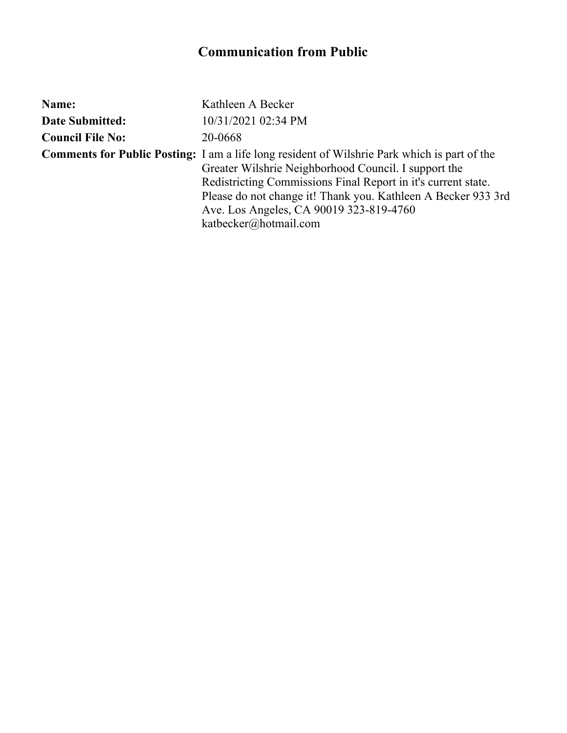# Communication from Public

**Name:** Kathleen A Becker

**Date Submitted:** 10/31/2021 02:34 PM

**Council File No:** 20-0668

**Comments for Public Posting:** I am a life long resident of Wilshrie Park which is part of the Greater Wilshrie Neighborhood Council. I support the Redistricting Commissions Final Report in it's current state. Please do not change it! Thank you. Kathleen A Becker 933 3rd Ave. Los Angeles, CA 90019 323-819-4760 katbecker@hotmail.com